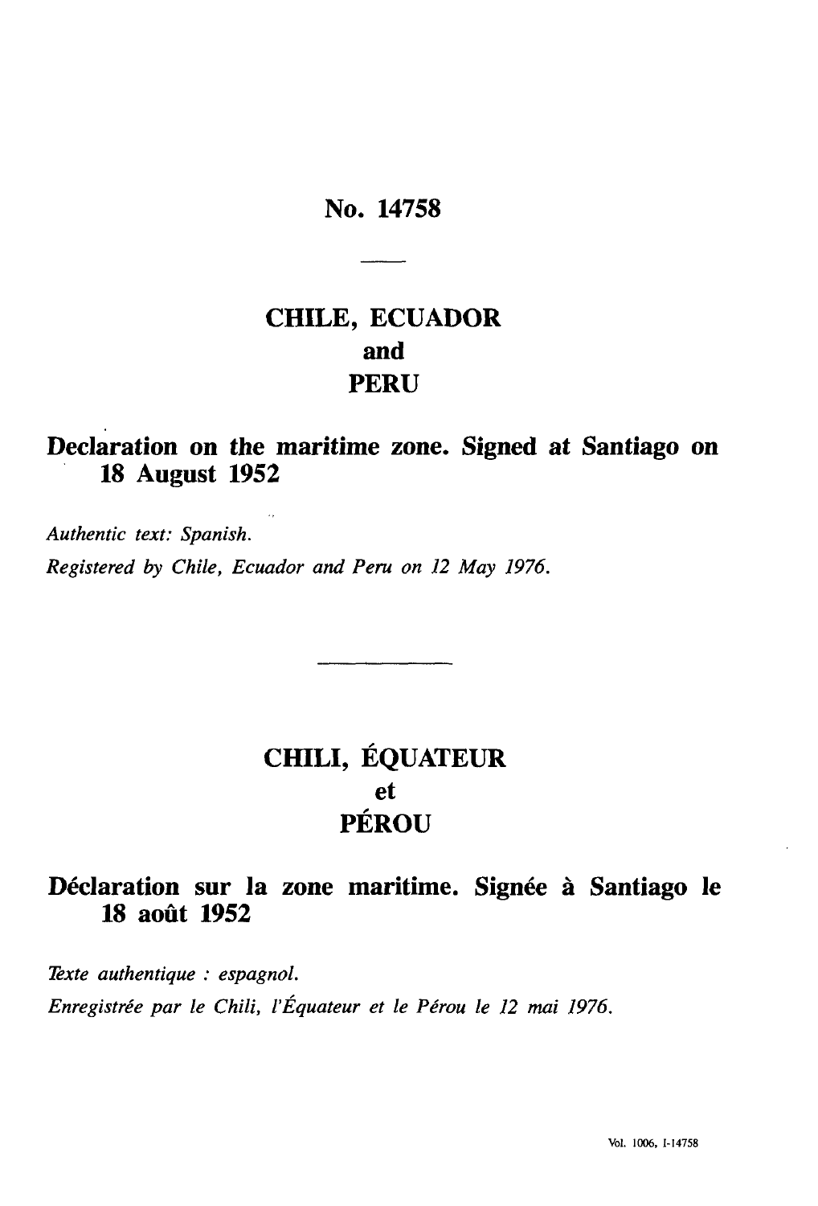# No. 14758

## CHILE, ECUADOR and PERU

### Declaration on the maritime zone. Signed at Santiago on 18 August 1952

*Authentic text: Spanish.*

*Registered by Chile, Ecuador and Peru on 12 May 1976.*

## CHILI, ÉQUATEUR et PÉROU

### Déclaration sur la zone maritime. Signée à Santiago le 18 août 1952

*Texte authentique : espagnol.*

*Enregistrée par le Chili, l'Équateur et le Pérou le 12 mai 1976.*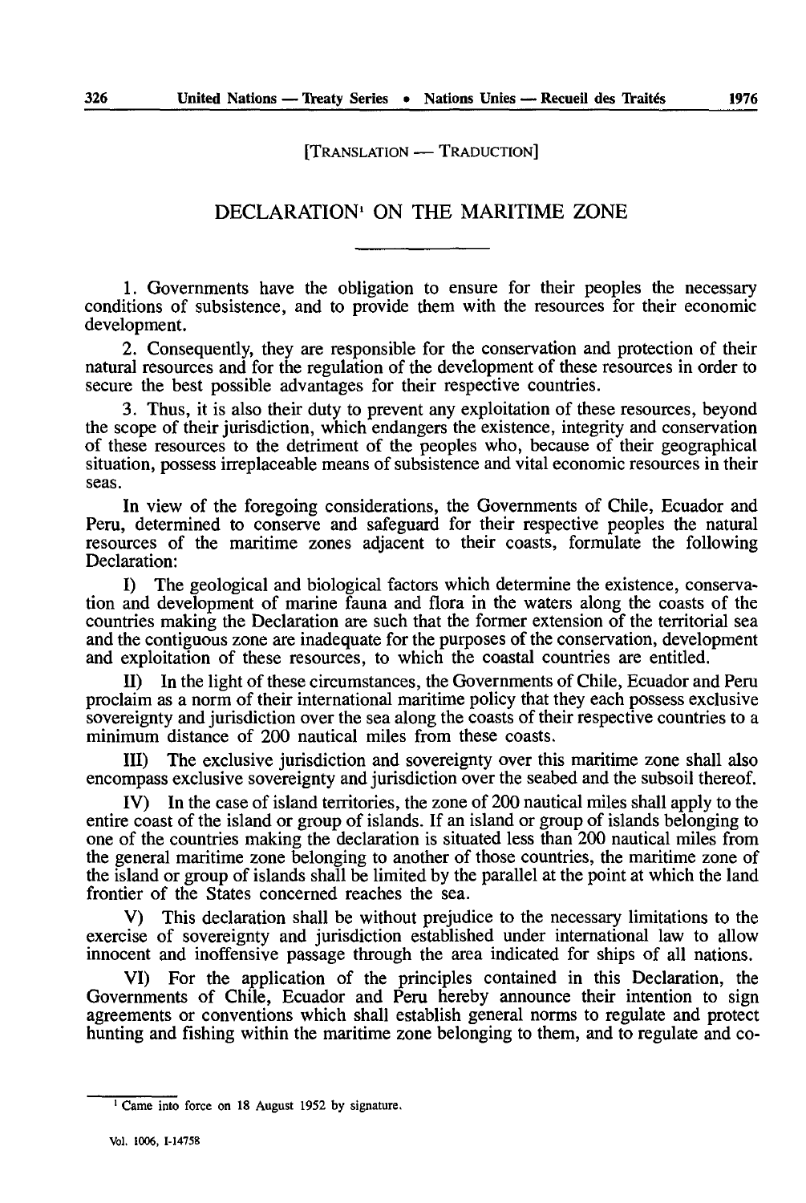[TRANSLATION — TRADUCTION]

# DECLARATION[1] ON THE MARITIME ZONE

1. Governments have the obligation to ensure for their peoples the necessary conditions of subsistence, and to provide them with the resources for their economic development.

2. Consequently, they are responsible for the conservation and protection of their natural resources and for the regulation of the development of these resources in order to secure the best possible advantages for their respective countries.

3. Thus, it is also their duty to prevent any exploitation of these resources, beyond the scope of their jurisdiction, which endangers the existence, integrity and conservation of these resources to the detriment of the peoples who, because of their geographical situation, possess irreplaceable means of subsistence and vital economic resources in their seas.

In view of the foregoing considerations, the Governments of Chile, Ecuador and Peru, determined to conserve and safeguard for their respective peoples the natural resources of the maritime zones adjacent to their coasts, formulate the following Declaration:

I) The geological and biological factors which determine the existence, conservation and development of marine fauna and flora in the waters along the coasts of the countries making the Declaration are such that the former extension of the territorial sea and the contiguous zone are inadequate for the purposes of the conservation, development and exploitation of these resources, to which the coastal countries are entitled.

II) In the light of these circumstances, the Governments of Chile, Ecuador and Peru proclaim as a norm of their international maritime policy that they each possess exclusive sovereignty and jurisdiction over the sea along the coasts of their respective countries to a minimum distance of 200 nautical miles from these coasts.

III) The exclusive jurisdiction and sovereignty over this maritime zone shall also encompass exclusive sovereignty and jurisdiction over the seabed and the subsoil thereof.

IV) In the case of island territories, the zone of 200 nautical miles shall apply to the entire coast of the island or group of islands. If an island or group of islands belonging to one of the countries making the declaration is situated less than 200 nautical miles from the general maritime zone belonging to another of those countries, the maritime zone of the island or group of islands shall be limited by the parallel at the point at which the land frontier of the States concerned reaches the sea.

V) This declaration shall be without prejudice to the necessary limitations to the exercise of sovereignty and jurisdiction established under international law to allow innocent and inoffensive passage through the area indicated for ships of all nations.

VI) For the application of the principles contained in this Declaration, the Governments of Chile, Ecuador and Peru hereby announce their intention to sign agreements or conventions which shall establish general norms to regulate and protect hunting and fishing within the maritime zone belonging to them, and to regulate and co-

[1] Came into force on 18 August 1952 by signature.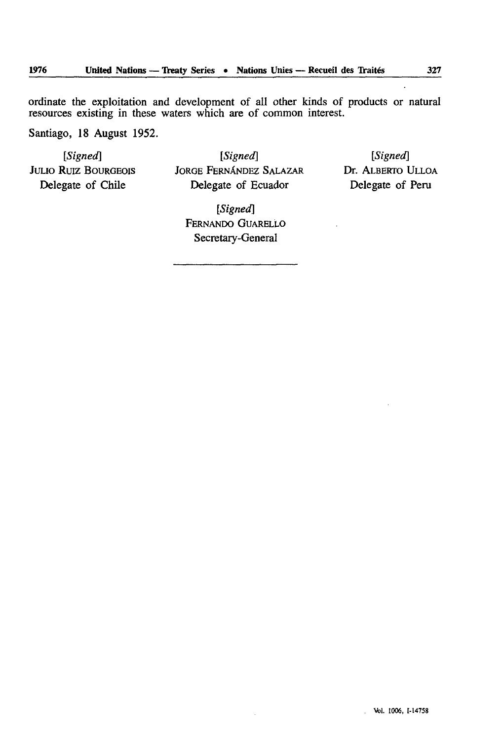ordinate the exploitation and development of all other kinds of products or natural resources existing in these waters which are of common interest.

Santiago, 18 August 1952.

| | | |
|---|---|---|
| *[Signed]* | *[Signed]* | *[Signed]* |
| JULIO RUIZ BOURGEOIS | JORGE FERNÁNDEZ SALAZAR | Dr. ALBERTO ULLOA |
| Delegate of Chile | Delegate of Ecuador | Delegate of Peru |

*[Signed]*
FERNANDO GUARELLO
Secretary-General